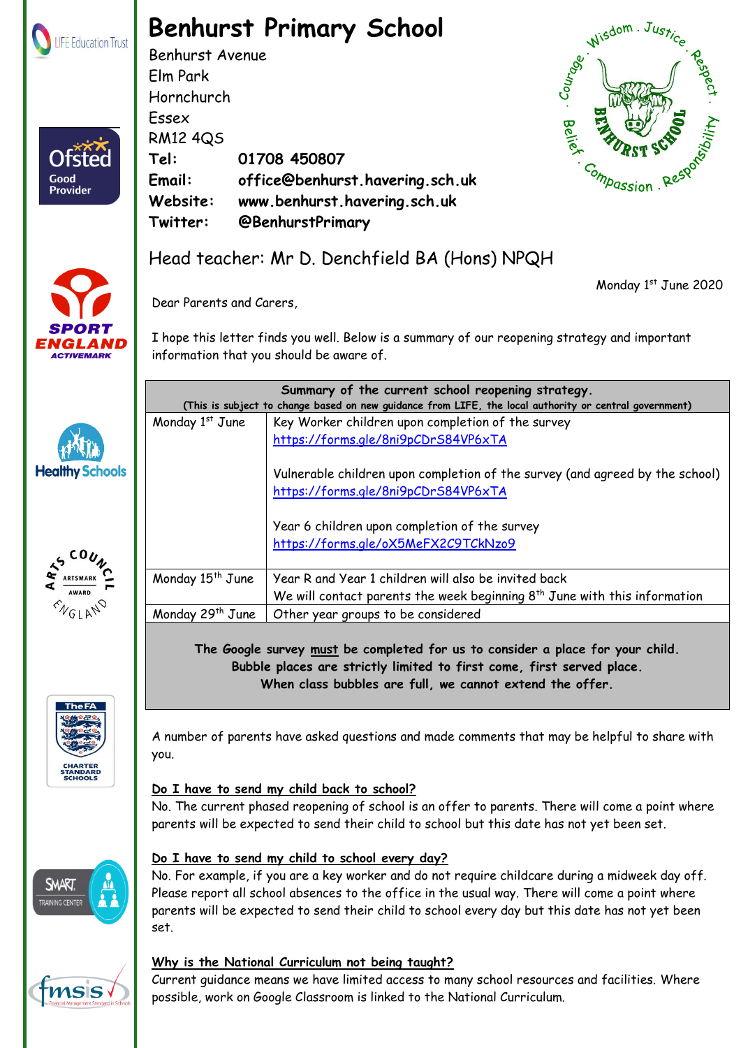# Benhurst Primary School

Benhurst Avenue
Elm Park
Hornchurch
Essex
RM12 4QS

**Tel:** **01708 450807**
**Email:** **office@benhurst.havering.sch.uk**
**Website:** **www.benhurst.havering.sch.uk**
**Twitter:** **@BenhurstPrimary**

## Head teacher: Mr D. Denchfield BA (Hons) NPQH

Monday 1st June 2020

Dear Parents and Carers,

I hope this letter finds you well. Below is a summary of our reopening strategy and important information that you should be aware of.

| **Summary of the current school reopening strategy.** **(This is subject to change based on new guidance from LIFE, the local authority or central government)** | |
|---|---|
| Monday 1st June | Key Worker children upon completion of the survey https://forms.gle/8ni9pCDrS84VP6xTA<br><br>Vulnerable children upon completion of the survey (and agreed by the school) https://forms.gle/8ni9pCDrS84VP6xTA<br><br>Year 6 children upon completion of the survey https://forms.gle/oX5MeFX2C9TCkNzo9 |
| Monday 15th June | Year R and Year 1 children will also be invited back<br>We will contact parents the week beginning 8th June with this information |
| Monday 29th June | Other year groups to be considered |

**The Google survey <u>must</u> be completed for us to consider a place for your child.**
**Bubble places are strictly limited to first come, first served place.**
**When class bubbles are full, we cannot extend the offer.**

A number of parents have asked questions and made comments that may be helpful to share with you.

**<u>Do I have to send my child back to school?</u>**
No. The current phased reopening of school is an offer to parents. There will come a point where parents will be expected to send their child to school but this date has not yet been set.

**<u>Do I have to send my child to school every day?</u>**
No. For example, if you are a key worker and do not require childcare during a midweek day off. Please report all school absences to the office in the usual way. There will come a point where parents will be expected to send their child to school every day but this date has not yet been set.

**<u>Why is the National Curriculum not being taught?</u>**
Current guidance means we have limited access to many school resources and facilities. Where possible, work on Google Classroom is linked to the National Curriculum.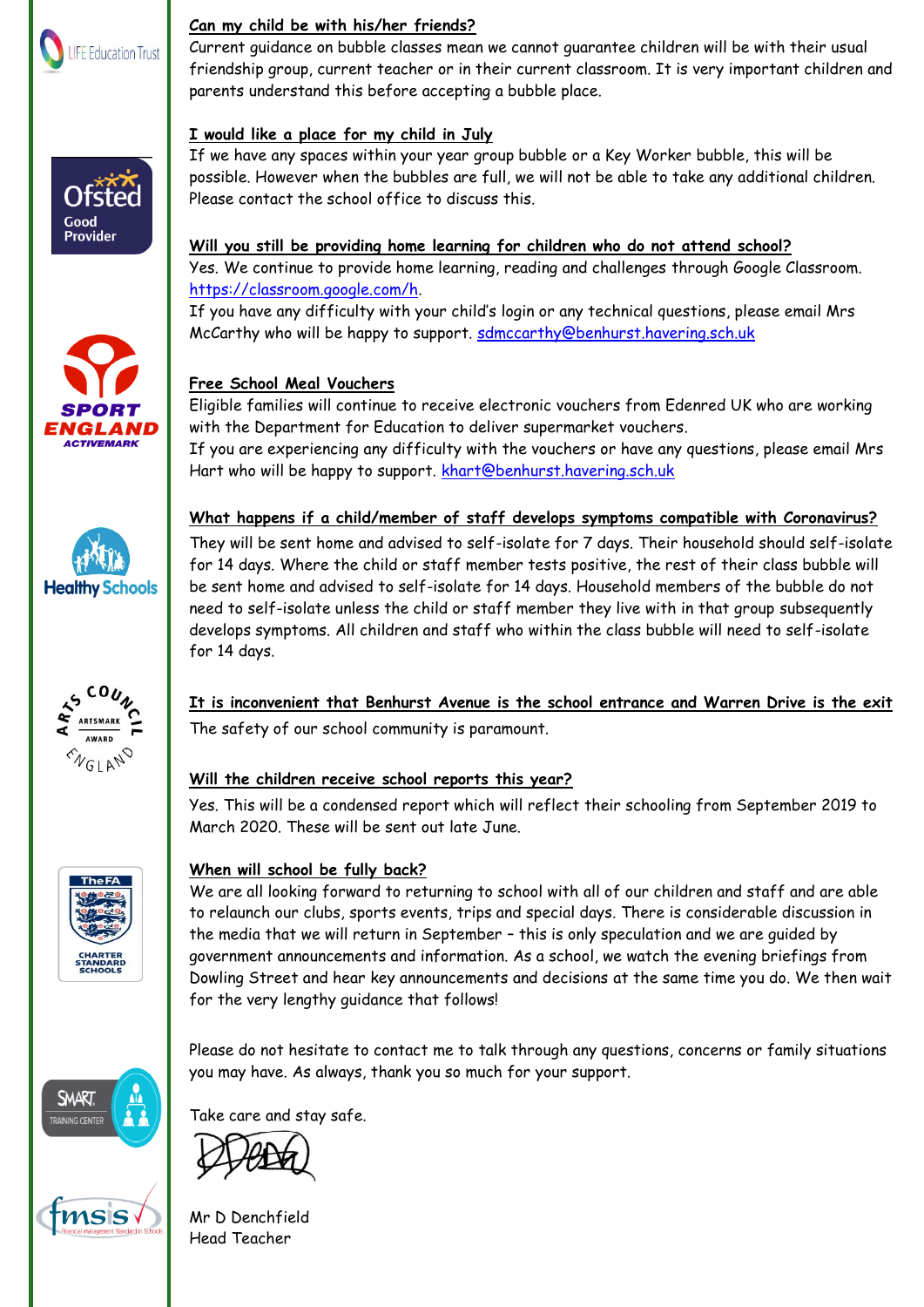**Can my child be with his/her friends?**

Current guidance on bubble classes mean we cannot guarantee children will be with their usual friendship group, current teacher or in their current classroom. It is very important children and parents understand this before accepting a bubble place.

**I would like a place for my child in July**

If we have any spaces within your year group bubble or a Key Worker bubble, this will be possible. However when the bubbles are full, we will not be able to take any additional children. Please contact the school office to discuss this.

**Will you still be providing home learning for children who do not attend school?**

Yes. We continue to provide home learning, reading and challenges through Google Classroom. https://classroom.google.com/h.

If you have any difficulty with your child's login or any technical questions, please email Mrs McCarthy who will be happy to support. sdmccarthy@benhurst.havering.sch.uk

**Free School Meal Vouchers**

Eligible families will continue to receive electronic vouchers from Edenred UK who are working with the Department for Education to deliver supermarket vouchers.

If you are experiencing any difficulty with the vouchers or have any questions, please email Mrs Hart who will be happy to support. khart@benhurst.havering.sch.uk

**What happens if a child/member of staff develops symptoms compatible with Coronavirus?**

They will be sent home and advised to self-isolate for 7 days. Their household should self-isolate for 14 days. Where the child or staff member tests positive, the rest of their class bubble will be sent home and advised to self-isolate for 14 days. Household members of the bubble do not need to self-isolate unless the child or staff member they live with in that group subsequently develops symptoms. All children and staff who within the class bubble will need to self-isolate for 14 days.

**It is inconvenient that Benhurst Avenue is the school entrance and Warren Drive is the exit**

The safety of our school community is paramount.

**Will the children receive school reports this year?**

Yes. This will be a condensed report which will reflect their schooling from September 2019 to March 2020. These will be sent out late June.

**When will school be fully back?**

We are all looking forward to returning to school with all of our children and staff and are able to relaunch our clubs, sports events, trips and special days. There is considerable discussion in the media that we will return in September – this is only speculation and we are guided by government announcements and information. As a school, we watch the evening briefings from Dowling Street and hear key announcements and decisions at the same time you do. We then wait for the very lengthy guidance that follows!

Please do not hesitate to contact me to talk through any questions, concerns or family situations you may have. As always, thank you so much for your support.

Take care and stay safe.

Mr D Denchfield
Head Teacher